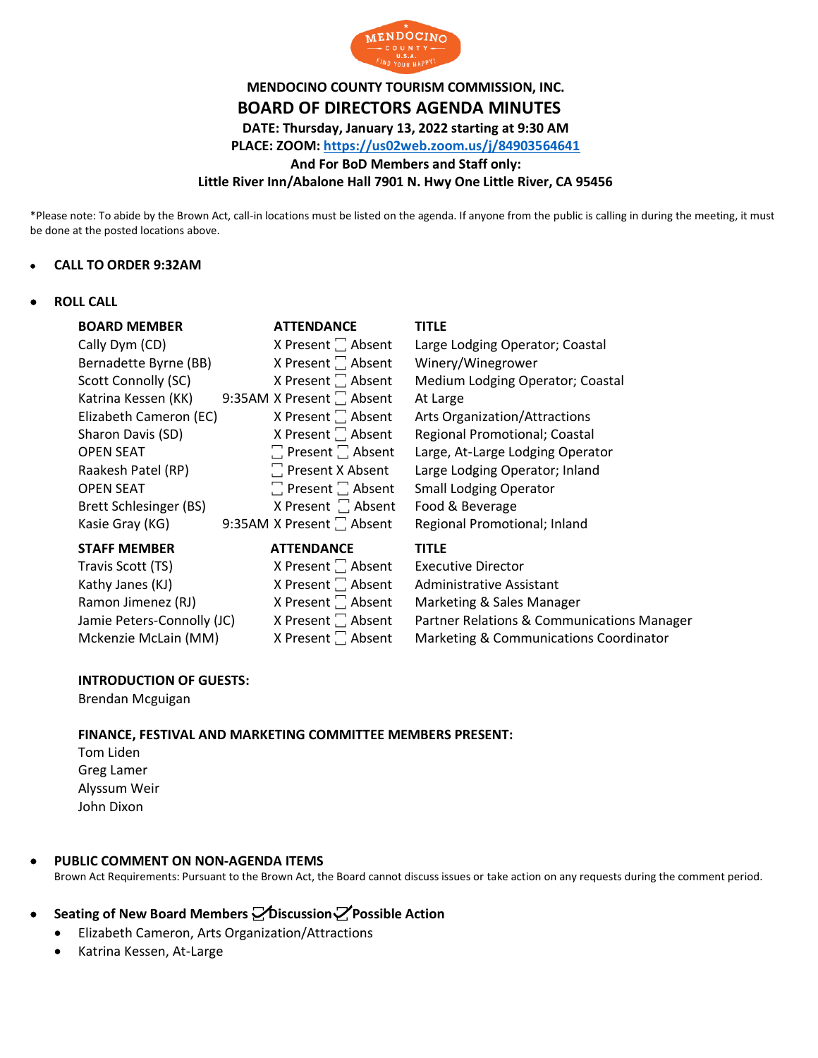# MENDOCINO COUNTY TOURISM COMMISSION, INC.

## BOARD OF DIRECTORS AGENDA MINUTES

**DATE: Thursday, January 13, 2022 starting at 9:30 AM**

**PLACE: ZOOM: https://us02web.zoom.us/j/84903564641**

**And For BoD Members and Staff only:**

**Little River Inn/Abalone Hall 7901 N. Hwy One Little River, CA 95456**

*Please note: To abide by the Brown Act, call-in locations must be listed on the agenda. If anyone from the public is calling in during the meeting, it must be done at the posted locations above.

- **CALL TO ORDER 9:32AM**

- **ROLL CALL**

| BOARD MEMBER | ATTENDANCE | TITLE |
|---|---|---|
| Cally Dym (CD) | X Present ☐ Absent | Large Lodging Operator; Coastal |
| Bernadette Byrne (BB) | X Present ☐ Absent | Winery/Winegrower |
| Scott Connolly (SC) | X Present ☐ Absent | Medium Lodging Operator; Coastal |
| Katrina Kessen (KK) | 9:35AM X Present ☐ Absent | At Large |
| Elizabeth Cameron (EC) | X Present ☐ Absent | Arts Organization/Attractions |
| Sharon Davis (SD) | X Present ☐ Absent | Regional Promotional; Coastal |
| OPEN SEAT | ☐ Present ☐ Absent | Large, At-Large Lodging Operator |
| Raakesh Patel (RP) | ☐ Present X Absent | Large Lodging Operator; Inland |
| OPEN SEAT | ☐ Present ☐ Absent | Small Lodging Operator |
| Brett Schlesinger (BS) | X Present ☐ Absent | Food & Beverage |
| Kasie Gray (KG) | 9:35AM X Present ☐ Absent | Regional Promotional; Inland |

| STAFF MEMBER | ATTENDANCE | TITLE |
|---|---|---|
| Travis Scott (TS) | X Present ☐ Absent | Executive Director |
| Kathy Janes (KJ) | X Present ☐ Absent | Administrative Assistant |
| Ramon Jimenez (RJ) | X Present ☐ Absent | Marketing & Sales Manager |
| Jamie Peters-Connolly (JC) | X Present ☐ Absent | Partner Relations & Communications Manager |
| Mckenzie McLain (MM) | X Present ☐ Absent | Marketing & Communications Coordinator |

**INTRODUCTION OF GUESTS:**

Brendan Mcguigan

**FINANCE, FESTIVAL AND MARKETING COMMITTEE MEMBERS PRESENT:**

Tom Liden
Greg Lamer
Alyssum Weir
John Dixon

- **PUBLIC COMMENT ON NON-AGENDA ITEMS**

  Brown Act Requirements: Pursuant to the Brown Act, the Board cannot discuss issues or take action on any requests during the comment period.

- **Seating of New Board Members ☑Discussion ☑Possible Action**
  - Elizabeth Cameron, Arts Organization/Attractions
  - Katrina Kessen, At-Large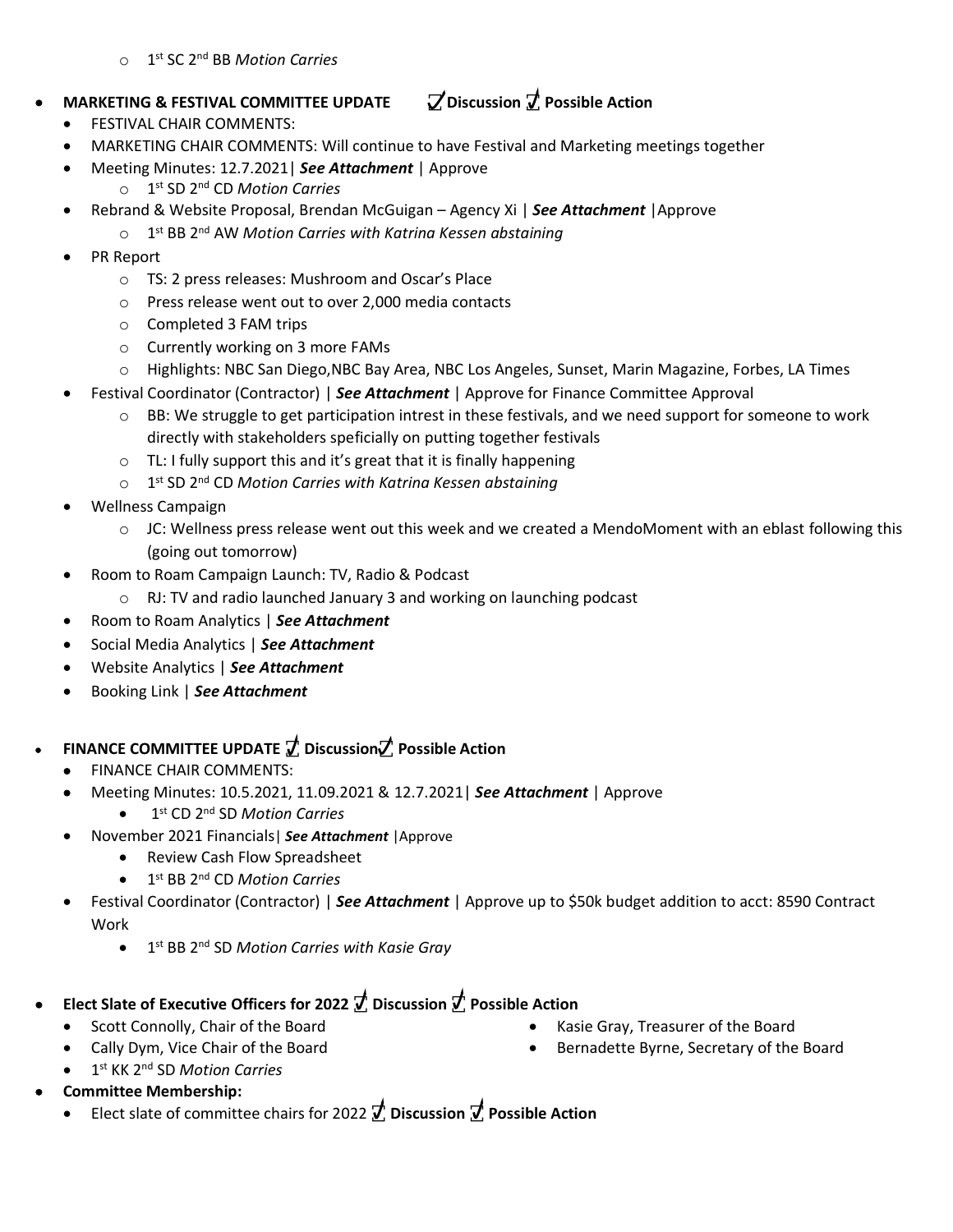- 1st SC 2nd BB *Motion Carries*

- **MARKETING & FESTIVAL COMMITTEE UPDATE ☑ Discussion ☑ Possible Action**
  - FESTIVAL CHAIR COMMENTS:
  - MARKETING CHAIR COMMENTS: Will continue to have Festival and Marketing meetings together
  - Meeting Minutes: 12.7.2021| ***See Attachment*** | Approve
    - 1st SD 2nd CD *Motion Carries*
  - Rebrand & Website Proposal, Brendan McGuigan – Agency Xi | ***See Attachment*** |Approve
    - 1st BB 2nd AW *Motion Carries with Katrina Kessen abstaining*
  - PR Report
    - TS: 2 press releases: Mushroom and Oscar's Place
    - Press release went out to over 2,000 media contacts
    - Completed 3 FAM trips
    - Currently working on 3 more FAMs
    - Highlights: NBC San Diego,NBC Bay Area, NBC Los Angeles, Sunset, Marin Magazine, Forbes, LA Times
  - Festival Coordinator (Contractor) | ***See Attachment*** | Approve for Finance Committee Approval
    - BB: We struggle to get participation intrest in these festivals, and we need support for someone to work directly with stakeholders speficially on putting together festivals
    - TL: I fully support this and it's great that it is finally happening
    - 1st SD 2nd CD *Motion Carries with Katrina Kessen abstaining*
  - Wellness Campaign
    - JC: Wellness press release went out this week and we created a MendoMoment with an eblast following this (going out tomorrow)
  - Room to Roam Campaign Launch: TV, Radio & Podcast
    - RJ: TV and radio launched January 3 and working on launching podcast
  - Room to Roam Analytics | ***See Attachment***
  - Social Media Analytics | ***See Attachment***
  - Website Analytics | ***See Attachment***
  - Booking Link | ***See Attachment***

- **FINANCE COMMITTEE UPDATE ☑ Discussion ☑ Possible Action**
  - FINANCE CHAIR COMMENTS:
  - Meeting Minutes: 10.5.2021, 11.09.2021 & 12.7.2021| ***See Attachment*** | Approve
    - 1st CD 2nd SD *Motion Carries*
  - November 2021 Financials| ***See Attachment*** |Approve
    - Review Cash Flow Spreadsheet
    - 1st BB 2nd CD *Motion Carries*
  - Festival Coordinator (Contractor) | ***See Attachment*** | Approve up to $50k budget addition to acct: 8590 Contract Work
    - 1st BB 2nd SD *Motion Carries with Kasie Gray*

- **Elect Slate of Executive Officers for 2022 ☑ Discussion ☑ Possible Action**
  - Scott Connolly, Chair of the Board
  - Cally Dym, Vice Chair of the Board
  - Kasie Gray, Treasurer of the Board
  - Bernadette Byrne, Secretary of the Board
  - 1st KK 2nd SD *Motion Carries*
- **Committee Membership:**
  - Elect slate of committee chairs for 2022 ☑ **Discussion** ☑ **Possible Action**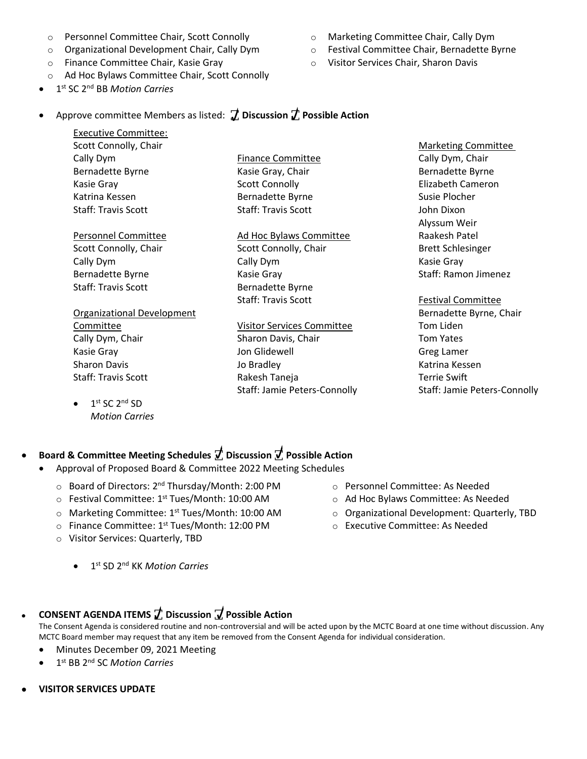- Personnel Committee Chair, Scott Connolly
- Organizational Development Chair, Cally Dym
- Finance Committee Chair, Kasie Gray
- Ad Hoc Bylaws Committee Chair, Scott Connolly
- Marketing Committee Chair, Cally Dym
- Festival Committee Chair, Bernadette Byrne
- Visitor Services Chair, Sharon Davis

- 1st SC 2nd BB *Motion Carries*

- Approve committee Members as listed: ☑ **Discussion** ☑ **Possible Action**

Executive Committee:
Scott Connolly, Chair
Cally Dym
Bernadette Byrne
Kasie Gray
Katrina Kessen
Staff: Travis Scott

Personnel Committee
Scott Connolly, Chair
Cally Dym
Bernadette Byrne
Staff: Travis Scott

Organizational Development Committee
Cally Dym, Chair
Kasie Gray
Sharon Davis
Staff: Travis Scott

Finance Committee
Kasie Gray, Chair
Scott Connolly
Bernadette Byrne
Staff: Travis Scott

Ad Hoc Bylaws Committee
Scott Connolly, Chair
Cally Dym
Kasie Gray
Bernadette Byrne
Staff: Travis Scott

Visitor Services Committee
Sharon Davis, Chair
Jon Glidewell
Jo Bradley
Rakesh Taneja
Staff: Jamie Peters-Connolly

Marketing Committee
Cally Dym, Chair
Bernadette Byrne
Elizabeth Cameron
Susie Plocher
John Dixon
Alyssum Weir
Raakesh Patel
Brett Schlesinger
Kasie Gray
Staff: Ramon Jimenez

Festival Committee
Bernadette Byrne, Chair
Tom Liden
Tom Yates
Greg Lamer
Katrina Kessen
Terrie Swift
Staff: Jamie Peters-Connolly

- 1st SC 2nd SD
  *Motion Carries*

- **Board & Committee Meeting Schedules** ☑ **Discussion** ☑ **Possible Action**
  - Approval of Proposed Board & Committee 2022 Meeting Schedules
    - Board of Directors: 2nd Thursday/Month: 2:00 PM
    - Festival Committee: 1st Tues/Month: 10:00 AM
    - Marketing Committee: 1st Tues/Month: 10:00 AM
    - Finance Committee: 1st Tues/Month: 12:00 PM
    - Visitor Services: Quarterly, TBD
    - Personnel Committee: As Needed
    - Ad Hoc Bylaws Committee: As Needed
    - Organizational Development: Quarterly, TBD
    - Executive Committee: As Needed

  - 1st SD 2nd KK *Motion Carries*

- **CONSENT AGENDA ITEMS** ☑ **Discussion** ☑ **Possible Action**

The Consent Agenda is considered routine and non-controversial and will be acted upon by the MCTC Board at one time without discussion. Any MCTC Board member may request that any item be removed from the Consent Agenda for individual consideration.

- Minutes December 09, 2021 Meeting
- 1st BB 2nd SC *Motion Carries*

- **VISITOR SERVICES UPDATE**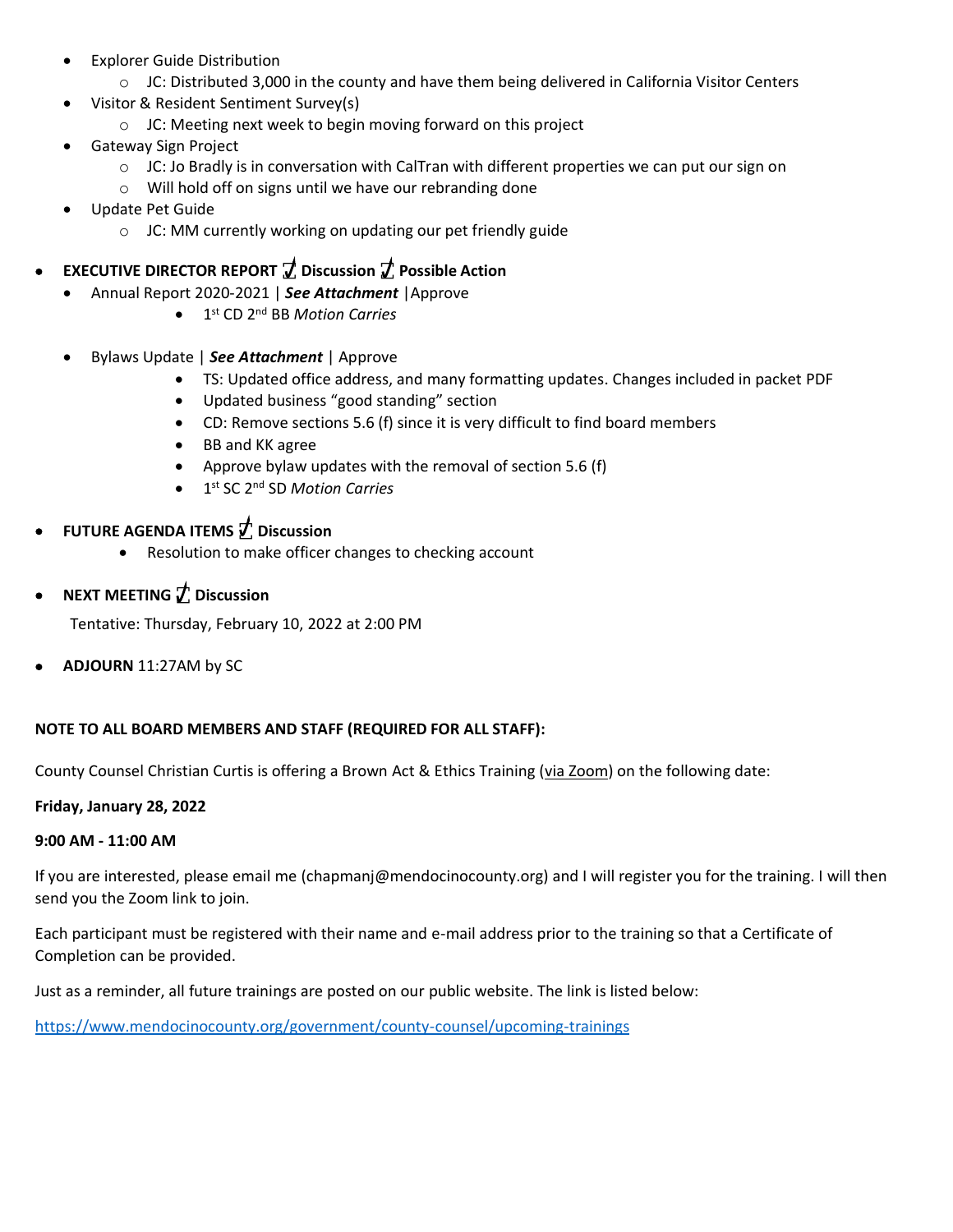- Explorer Guide Distribution
  - JC: Distributed 3,000 in the county and have them being delivered in California Visitor Centers
- Visitor & Resident Sentiment Survey(s)
  - JC: Meeting next week to begin moving forward on this project
- Gateway Sign Project
  - JC: Jo Bradly is in conversation with CalTran with different properties we can put our sign on
  - Will hold off on signs until we have our rebranding done
- Update Pet Guide
  - JC: MM currently working on updating our pet friendly guide

- **EXECUTIVE DIRECTOR REPORT ☑ Discussion ☑ Possible Action**
  - Annual Report 2020-2021 | ***See Attachment*** |Approve
    - 1st CD 2nd BB *Motion Carries*
  - Bylaws Update | ***See Attachment*** | Approve
    - TS: Updated office address, and many formatting updates. Changes included in packet PDF
    - Updated business "good standing" section
    - CD: Remove sections 5.6 (f) since it is very difficult to find board members
    - BB and KK agree
    - Approve bylaw updates with the removal of section 5.6 (f)
    - 1st SC 2nd SD *Motion Carries*

- **FUTURE AGENDA ITEMS ☑ Discussion**
  - Resolution to make officer changes to checking account

- **NEXT MEETING ☑ Discussion**

  Tentative: Thursday, February 10, 2022 at 2:00 PM

- **ADJOURN** 11:27AM by SC

**NOTE TO ALL BOARD MEMBERS AND STAFF (REQUIRED FOR ALL STAFF):**

County Counsel Christian Curtis is offering a Brown Act & Ethics Training (via Zoom) on the following date:

**Friday, January 28, 2022**

**9:00 AM - 11:00 AM**

If you are interested, please email me (chapmanj@mendocinocounty.org) and I will register you for the training. I will then send you the Zoom link to join.

Each participant must be registered with their name and e-mail address prior to the training so that a Certificate of Completion can be provided.

Just as a reminder, all future trainings are posted on our public website. The link is listed below:

https://www.mendocinocounty.org/government/county-counsel/upcoming-trainings